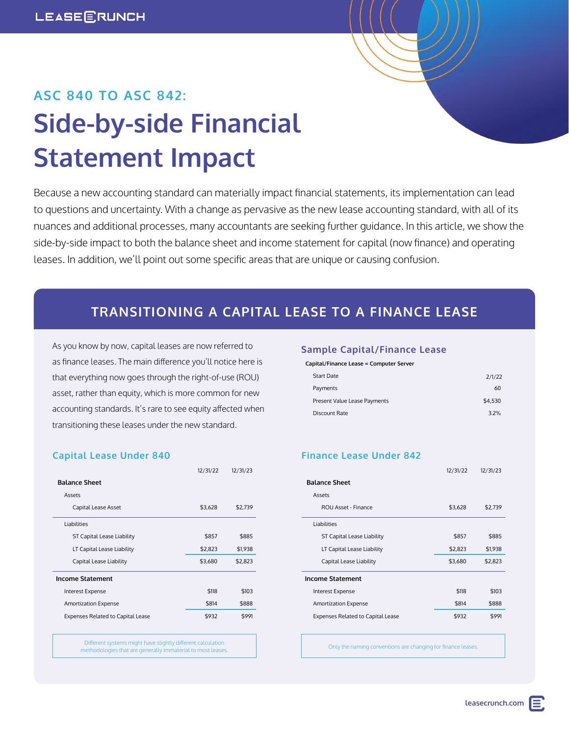## ASC 840 TO ASC 842:

# Side-by-side Financial Statement Impact

Because a new accounting standard can materially impact financial statements, its implementation can lead to questions and uncertainty. With a change as pervasive as the new lease accounting standard, with all of its nuances and additional processes, many accountants are seeking further guidance. In this article, we show the side-by-side impact to both the balance sheet and income statement for capital (now finance) and operating leases. In addition, we'll point out some specific areas that are unique or causing confusion.

## TRANSITIONING A CAPITAL LEASE TO A FINANCE LEASE

As you know by now, capital leases are now referred to as finance leases. The main difference you'll notice here is that everything now goes through the right-of-use (ROU) asset, rather than equity, which is more common for new accounting standards. It's rare to see equity affected when transitioning these leases under the new standard.

### Sample Capital/Finance Lease

**Capital/Finance Lease = Computer Server**

| | |
|---|---|
| Start Date | 2/1/22 |
| Payments | 60 |
| Present Value Lease Payments | $4,530 |
| Discount Rate | 3.2% |

### Capital Lease Under 840

| | 12/31/22 | 12/31/23 |
|---|---|---|
| **Balance Sheet** | | |
| Assets | | |
| Capital Lease Asset | $3,628 | $2,739 |
| Liabilities | | |
| ST Capital Lease Liability | $857 | $885 |
| LT Capital Lease Liability | $2,823 | $1,938 |
| Capital Lease Liability | $3,680 | $2,823 |
| **Income Statement** | | |
| Interest Expense | $118 | $103 |
| Amortization Expense | $814 | $888 |
| Expenses Related to Capital Lease | $932 | $991 |

Different systems might have slightly different calculation methodologies that are generally immaterial to most leases.

### Finance Lease Under 842

| | 12/31/22 | 12/31/23 |
|---|---|---|
| **Balance Sheet** | | |
| Assets | | |
| ROU Asset - Finance | $3,628 | $2,739 |
| Liabilities | | |
| ST Capital Lease Liability | $857 | $885 |
| LT Capital Lease Liability | $2,823 | $1,938 |
| Capital Lease Liability | $3,680 | $2,823 |
| **Income Statement** | | |
| Interest Expense | $118 | $103 |
| Amortization Expense | $814 | $888 |
| Expenses Related to Capital Lease | $932 | $991 |

Only the naming conventions are changing for finance leases.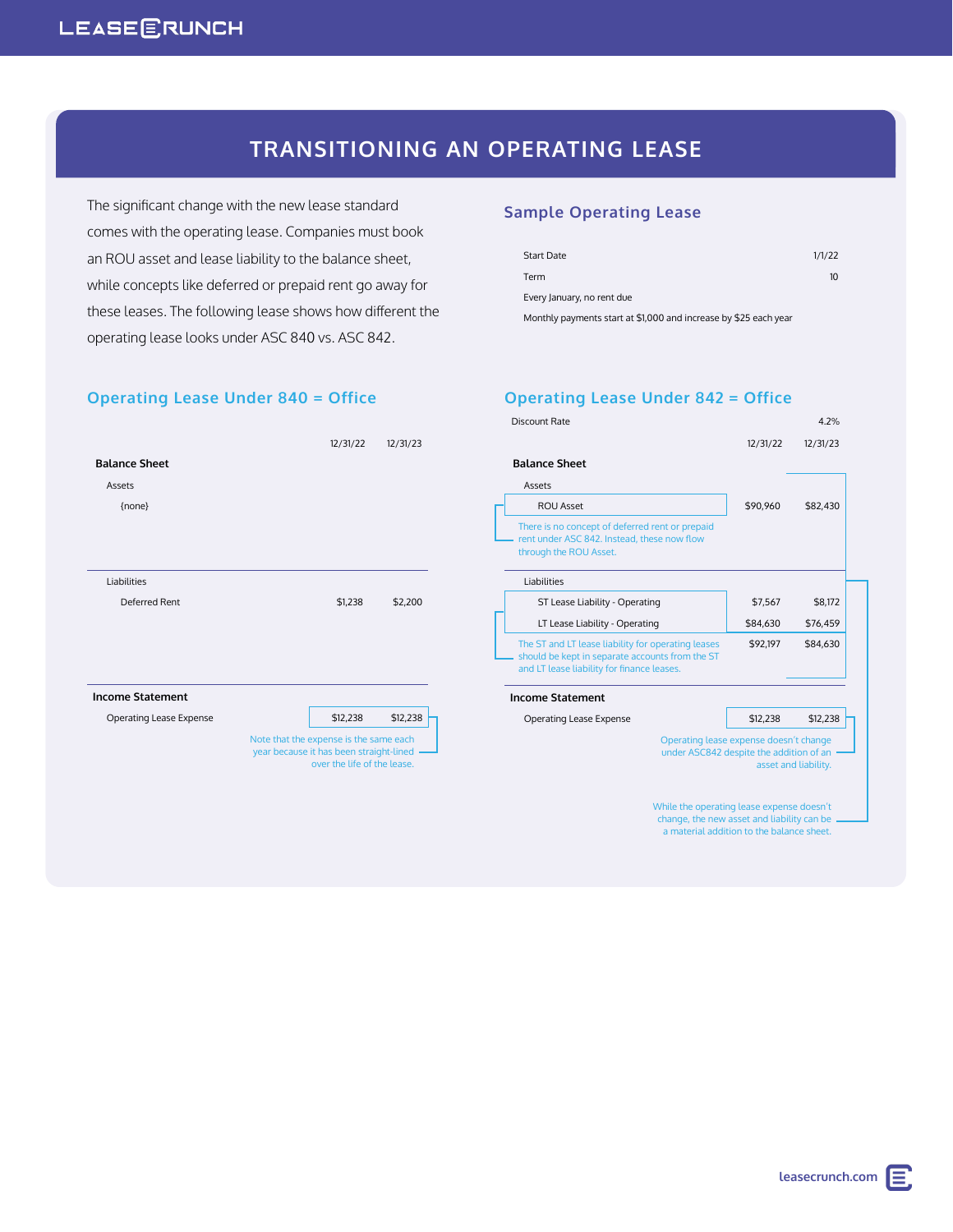# TRANSITIONING AN OPERATING LEASE

The significant change with the new lease standard comes with the operating lease. Companies must book an ROU asset and lease liability to the balance sheet, while concepts like deferred or prepaid rent go away for these leases. The following lease shows how different the operating lease looks under ASC 840 vs. ASC 842.

## Sample Operating Lease

| | |
|---|---|
| Start Date | 1/1/22 |
| Term | 10 |
| Every January, no rent due | |
| Monthly payments start at $1,000 and increase by $25 each year | |

## Operating Lease Under 840 = Office

| | 12/31/22 | 12/31/23 |
|---|---|---|
| **Balance Sheet** | | |
| Assets | | |
| {none} | | |
| Liabilities | | |
| Deferred Rent | $1,238 | $2,200 |
| **Income Statement** | | |
| Operating Lease Expense | $12,238 | $12,238 |

Note that the expense is the same each year because it has been straight-lined over the life of the lease.

## Operating Lease Under 842 = Office

Discount Rate 4.2%

| | 12/31/22 | 12/31/23 |
|---|---|---|
| **Balance Sheet** | | |
| Assets | | |
| ROU Asset | $90,960 | $82,430 |
| Liabilities | | |
| ST Lease Liability - Operating | $7,567 | $8,172 |
| LT Lease Liability - Operating | $84,630 | $76,459 |
| | $92,197 | $84,630 |
| **Income Statement** | | |
| Operating Lease Expense | $12,238 | $12,238 |

There is no concept of deferred rent or prepaid rent under ASC 842. Instead, these now flow through the ROU Asset.

The ST and LT lease liability for operating leases should be kept in separate accounts from the ST and LT lease liability for finance leases.

Operating lease expense doesn't change under ASC842 despite the addition of an asset and liability.

While the operating lease expense doesn't change, the new asset and liability can be a material addition to the balance sheet.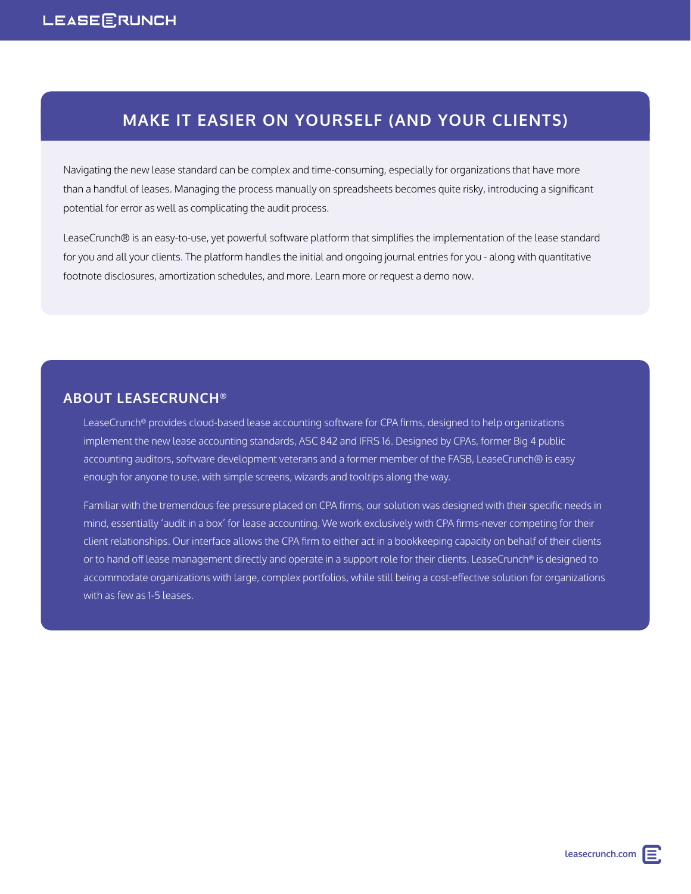## MAKE IT EASIER ON YOURSELF (AND YOUR CLIENTS)

Navigating the new lease standard can be complex and time-consuming, especially for organizations that have more than a handful of leases. Managing the process manually on spreadsheets becomes quite risky, introducing a significant potential for error as well as complicating the audit process.

LeaseCrunch® is an easy-to-use, yet powerful software platform that simplifies the implementation of the lease standard for you and all your clients. The platform handles the initial and ongoing journal entries for you - along with quantitative footnote disclosures, amortization schedules, and more. Learn more or request a demo now.

## ABOUT LEASECRUNCH®

LeaseCrunch® provides cloud-based lease accounting software for CPA firms, designed to help organizations implement the new lease accounting standards, ASC 842 and IFRS 16. Designed by CPAs, former Big 4 public accounting auditors, software development veterans and a former member of the FASB, LeaseCrunch® is easy enough for anyone to use, with simple screens, wizards and tooltips along the way.

Familiar with the tremendous fee pressure placed on CPA firms, our solution was designed with their specific needs in mind, essentially 'audit in a box' for lease accounting. We work exclusively with CPA firms-never competing for their client relationships. Our interface allows the CPA firm to either act in a bookkeeping capacity on behalf of their clients or to hand off lease management directly and operate in a support role for their clients. LeaseCrunch® is designed to accommodate organizations with large, complex portfolios, while still being a cost-effective solution for organizations with as few as 1-5 leases.

leasecrunch.com